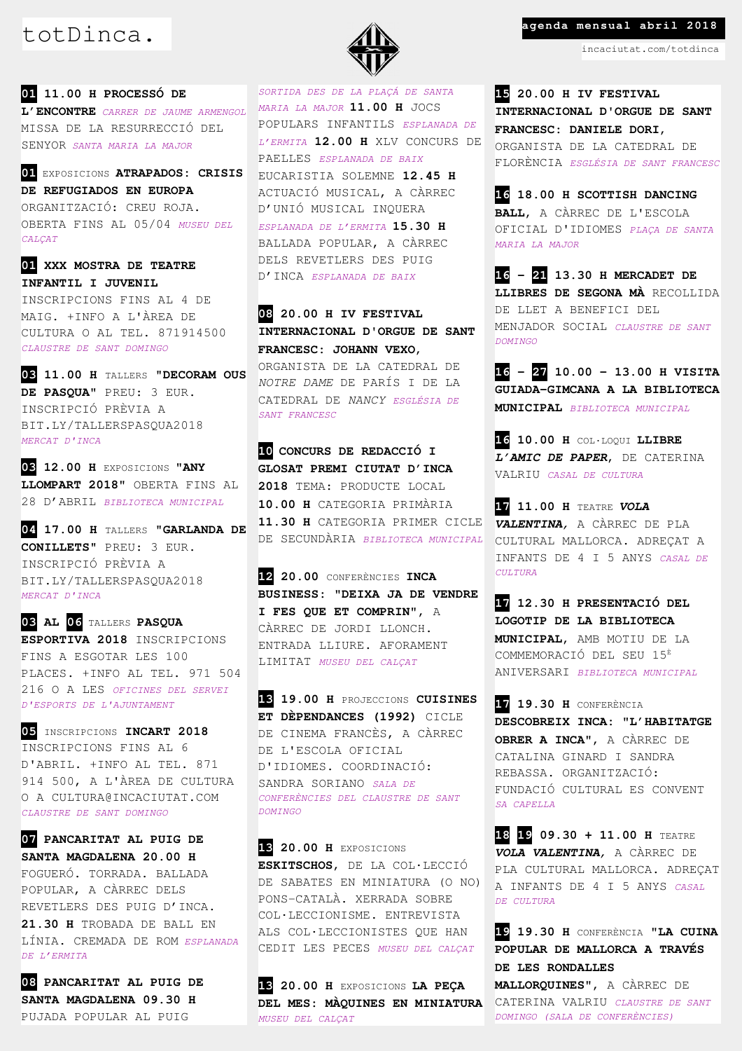totDinca.

**agenda mensual abril 2018**

incaciutat.com/totdinca

**01** **11.00 H PROCESSÓ DE L'ENCONTRE** *CARRER DE JAUME ARMENGOL* MISSA DE LA RESURRECCIÓ DEL SENYOR *SANTA MARIA LA MAJOR*

**01** EXPOSICIONS **ATRAPADOS: CRISIS DE REFUGIADOS EN EUROPA** ORGANITZACIÓ: CREU ROJA. OBERTA FINS AL 05/04 *MUSEU DEL CALÇAT*

**01** **XXX MOSTRA DE TEATRE INFANTIL I JUVENIL** INSCRIPCIONS FINS AL 4 DE MAIG. +INFO A L'ÀREA DE CULTURA O AL TEL. 871914500 *CLAUSTRE DE SANT DOMINGO*

**03** **11.00 H** TALLERS **"DECORAM OUS DE PASQUA"** PREU: 3 EUR. INSCRIPCIÓ PRÈVIA A BIT.LY/TALLERSPASQUA2018 *MERCAT D'INCA*

**03** **12.00 H** EXPOSICIONS **"ANY LLOMPART 2018"** OBERTA FINS AL 28 D'ABRIL *BIBLIOTECA MUNICIPAL*

**04** **17.00 H** TALLERS **"GARLANDA DE CONILLETS"** PREU: 3 EUR. INSCRIPCIÓ PRÈVIA A BIT.LY/TALLERSPASQUA2018 *MERCAT D'INCA*

**03 AL 06** TALLERS **PASQUA ESPORTIVA 2018** INSCRIPCIONS FINS A ESGOTAR LES 100 PLACES. +INFO AL TEL. 971 504 216 O A LES *OFICINES DEL SERVEI D'ESPORTS DE L'AJUNTAMENT*

**05** INSCRIPCIONS **INCART 2018** INSCRIPCIONS FINS AL 6 D'ABRIL. +INFO AL TEL. 871 914 500, A L'ÀREA DE CULTURA O A CULTURA@INCACIUTAT.COM *CLAUSTRE DE SANT DOMINGO*

**07** **PANCARITAT AL PUIG DE SANTA MAGDALENA 20.00 H** FOGUERÓ. TORRADA. BALLADA POPULAR, A CÀRREC DELS REVETLERS DES PUIG D'INCA. **21.30 H** TROBADA DE BALL EN LÍNIA. CREMADA DE ROM *ESPLANADA DE L'ERMITA*

**08** **PANCARITAT AL PUIG DE SANTA MAGDALENA 09.30 H** PUJADA POPULAR AL PUIG *SORTIDA DES DE LA PLAÇA DE SANTA MARIA LA MAJOR* **11.00 H** JOCS POPULARS INFANTILS *ESPLANADA DE L'ERMITA* **12.00 H** XLV CONCURS DE PAELLES *ESPLANADA DE BAIX* EUCARISTIA SOLEMNE **12.45 H** ACTUACIÓ MUSICAL, A CÀRREC D'UNIÓ MUSICAL INQUERA *ESPLANADA DE L'ERMITA* **15.30 H** BALLADA POPULAR, A CÀRREC DELS REVETLERS DES PUIG D'INCA *ESPLANADA DE BAIX*

**08** **20.00 H IV FESTIVAL INTERNACIONAL D'ORGUE DE SANT FRANCESC: JOHANN VEXO,** ORGANISTA DE LA CATEDRAL DE *NOTRE DAME* DE PARÍS I DE LA CATEDRAL DE *NANCY* *ESGLÉSIA DE SANT FRANCESC*

**10** **CONCURS DE REDACCIÓ I GLOSAT PREMI CIUTAT D'INCA 2018** TEMA: PRODUCTE LOCAL **10.00 H** CATEGORIA PRIMÀRIA **11.30 H** CATEGORIA PRIMER CICLE DE SECUNDÀRIA *BIBLIOTECA MUNICIPAL*

**12** **20.00** CONFERÈNCIES **INCA BUSINESS: "DEIXA JA DE VENDRE I FES QUE ET COMPRIN",** A CÀRREC DE JORDI LLONCH. ENTRADA LLIURE. AFORAMENT LIMITAT *MUSEU DEL CALÇAT*

**13** **19.00 H** PROJECCIONS **CUISINES ET DÈPENDANCES (1992)** CICLE DE CINEMA FRANCÈS, A CÀRREC DE L'ESCOLA OFICIAL D'IDIOMES. COORDINACIÓ: SANDRA SORIANO *SALA DE CONFERÈNCIES DEL CLAUSTRE DE SANT DOMINGO*

**13** **20.00 H** EXPOSICIONS **ESKITSCHOS,** DE LA COL·LECCIÓ DE SABATES EN MINIATURA (O NO) PONS-CATALÀ. XERRADA SOBRE COL·LECCIONISME. ENTREVISTA ALS COL·LECCIONISTES QUE HAN CEDIT LES PECES *MUSEU DEL CALÇAT*

**13** **20.00 H** EXPOSICIONS **LA PEÇA DEL MES: MÀQUINES EN MINIATURA** *MUSEU DEL CALÇAT*

**15** **20.00 H IV FESTIVAL INTERNACIONAL D'ORGUE DE SANT FRANCESC: DANIELE DORI,** ORGANISTA DE LA CATEDRAL DE FLORÈNCIA *ESGLÉSIA DE SANT FRANCESC*

**16** **18.00 H SCOTTISH DANCING BALL,** A CÀRREC DE L'ESCOLA OFICIAL D'IDIOMES *PLAÇA DE SANTA MARIA LA MAJOR*

**16 – 21** **13.30 H MERCADET DE LLIBRES DE SEGONA MÀ** RECOLLIDA DE LLET A BENEFICI DEL MENJADOR SOCIAL *CLAUSTRE DE SANT DOMINGO*

**16 – 27** **10.00 – 13.00 H VISITA GUIADA-GIMCANA A LA BIBLIOTECA MUNICIPAL** *BIBLIOTECA MUNICIPAL*

**16** **10.00 H** COL·LOQUI **LLIBRE *L'AMIC DE PAPER*,** DE CATERINA VALRIU *CASAL DE CULTURA*

**17** **11.00 H** TEATRE ***VOLA VALENTINA*,** A CÀRREC DE PLA CULTURAL MALLORCA. ADREÇAT A INFANTS DE 4 I 5 ANYS *CASAL DE CULTURA*

**17** **12.30 H PRESENTACIÓ DEL LOGOTIP DE LA BIBLIOTECA MUNICIPAL,** AMB MOTIU DE LA COMMEMORACIÓ DEL SEU 15È ANIVERSARI *BIBLIOTECA MUNICIPAL*

**17** **19.30 H** CONFERÈNCIA **DESCOBREIX INCA: "L'HABITATGE OBRER A INCA",** A CÀRREC DE CATALINA GINARD I SANDRA REBASSA. ORGANITZACIÓ: FUNDACIÓ CULTURAL ES CONVENT *SA CAPELLA*

**18 19** **09.30 + 11.00 H** TEATRE ***VOLA VALENTINA*,** A CÀRREC DE PLA CULTURAL MALLORCA. ADREÇAT A INFANTS DE 4 I 5 ANYS *CASAL DE CULTURA*

**19** **19.30 H** CONFERÈNCIA **"LA CUINA POPULAR DE MALLORCA A TRAVÉS DE LES RONDALLES MALLORQUINES",** A CÀRREC DE CATERINA VALRIU *CLAUSTRE DE SANT DOMINGO (SALA DE CONFERÈNCIES)*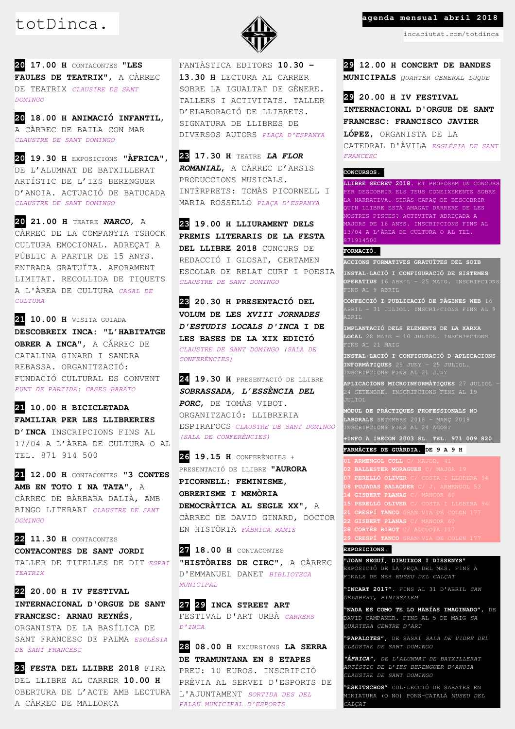# totDinca.

**agenda mensual abril 2018**

incaciutat.com/totdinca

**20** **17.00 H** CONTACONTES **"LES FAULES DE TEATRIX"**, A CÀRREC DE TEATRIX *CLAUSTRE DE SANT DOMINGO*

**20** **18.00 H** **ANIMACIÓ INFANTIL**, A CÀRREC DE BAILA CON MAR *CLAUSTRE DE SANT DOMINGO*

**20** **19.30 H** EXPOSICIONS **"ÀFRICA"**, DE L'ALUMNAT DE BATXILLERAT ARTÍSTIC DE L'IES BERENGUER D'ANOIA. ACTUACIÓ DE BATUCADA *CLAUSTRE DE SANT DOMINGO*

**20** **21.00 H** TEATRE ***NARCO,*** A CÀRREC DE LA COMPANYIA TSHOCK CULTURA EMOCIONAL. ADREÇAT A PÚBLIC A PARTIR DE 15 ANYS. ENTRADA GRATUÏTA. AFORAMENT LIMITAT. RECOLLIDA DE TIQUETS A L'ÀREA DE CULTURA *CASAL DE CULTURA*

**21** **10.00 H** VISITA GUIADA **DESCOBREIX INCA: "L'HABITATGE OBRER A INCA"**, A CÀRREC DE CATALINA GINARD I SANDRA REBASSA. ORGANITZACIÓ: FUNDACIÓ CULTURAL ES CONVENT *PUNT DE PARTIDA: CASES BARATO*

**21** **10.00 H** **BICICLETADA FAMILIAR PER LES LLIBRERIES D'INCA** INSCRIPCIONS FINS AL 17/04 A L'ÀREA DE CULTURA O AL TEL. 871 914 500

**21** **12.00 H** CONTACONTES **"3 CONTES AMB EN TOTO I NA TATA"**, A CÀRREC DE BÀRBARA DALIÀ, AMB BINGO LITERARI *CLAUSTRE DE SANT DOMINGO*

**22** **11.30 H** CONTACONTES **CONTACONTES DE SANT JORDI** TALLER DE TITELLES DE DIT *ESPAI TEATRIX*

**22** **20.00 H** **IV FESTIVAL INTERNACIONAL D'ORGUE DE SANT FRANCESC: ARNAU REYNÉS**, ORGANISTA DE LA BASÍLICA DE SANT FRANCESC DE PALMA *ESGLÉSIA DE SANT FRANCESC*

**23** **FESTA DEL LLIBRE 2018** FIRA DEL LLIBRE AL CARRER **10.00 H** OBERTURA DE L'ACTE AMB LECTURA A CÀRREC DE MALLORCA FANTÀSTICA EDITORS **10.30 – 13.30 H** LECTURA AL CARRER SOBRE LA IGUALTAT DE GÈNERE. TALLERS I ACTIVITATS. TALLER D'ELABORACIÓ DE LLIBRETS. SIGNATURA DE LLIBRES DE DIVERSOS AUTORS *PLAÇA D'ESPANYA*

**23** **17.30 H** TEATRE ***LA FLOR ROMANIAL***, A CÀRREC D'ARSIS PRODUCCIONS MUSICALS. INTÈRPRETS: TOMÀS PICORNELL I MARIA ROSSELLÓ *PLAÇA D'ESPANYA*

**23** **19.00 H** **LLIURAMENT DELS PREMIS LITERARIS DE LA FESTA DEL LLIBRE 2018** CONCURS DE REDACCIÓ I GLOSAT, CERTAMEN ESCOLAR DE RELAT CURT I POESIA *CLAUSTRE DE SANT DOMINGO*

**23** **20.30 H** **PRESENTACIÓ DEL VOLUM DE LES *XVIII JORNADES D'ESTUDIS LOCALS D'INCA* I DE LES BASES DE LA XIX EDICIÓ** *CLAUSTRE DE SANT DOMINGO (SALA DE CONFERÈNCIES)*

**24** **19.30 H** PRESENTACIÓ DE LLIBRE ***SOBRASSADA, L'ESSÈNCIA DEL PORC***, DE TOMÀS VIBOT. ORGANITZACIÓ: LLIBRERIA ESPIRAFOCS *CLAUSTRE DE SANT DOMINGO (SALA DE CONFERÈNCIES)*

**26** **19.15 H** CONFERÈNCIES + PRESENTACIÓ DE LLIBRE **"AURORA PICORNELL: FEMINISME, OBRERISME I MEMÒRIA DEMOCRÀTICA AL SEGLE XX"**, A CÀRREC DE DAVID GINARD, DOCTOR EN HISTÒRIA *FÀBRICA RAMIS*

**27** **18.00 H** CONTACONTES **"HISTÒRIES DE CIRC"**, A CÀRREC D'EMMANUEL DANET *BIBLIOTECA MUNICIPAL*

**27** **29** **INCA STREET ART** FESTIVAL D'ART URBÀ *CARRERS D'INCA*

**28** **08.00 H** EXCURSIONS **LA SERRA DE TRAMUNTANA EN 8 ETAPES** PREU: 10 EUROS. INSCRIPCIÓ PRÈVIA AL SERVEI D'ESPORTS DE L'AJUNTAMENT *SORTIDA DES DEL PALAU MUNICIPAL D'ESPORTS*

**29** **12.00 H** **CONCERT DE BANDES MUNICIPALS** *QUARTER GENERAL LUQUE*

**29** **20.00 H** **IV FESTIVAL INTERNACIONAL D'ORGUE DE SANT FRANCESC: FRANCISCO JAVIER LÓPEZ**, ORGANISTA DE LA CATEDRAL D'ÀVILA *ESGLÉSIA DE SANT FRANCESC*

## CONCURSOS.

**LLIBRE SECRET 2018.** ET PROPOSAM UN CONCURS PER DESCOBRIR ELS TEUS CONEIXEMENTS SOBRE LA NARRATIVA. SERÀS CAPAÇ DE DESCOBRIR QUIN LLIBRE ESTÀ AMAGAT DARRERE DE LES NOSTRES PISTES? ACTIVITAT ADREÇADA A MAJORS DE 16 ANYS. INSCRIPCIONS FINS AL 13/04 A L'ÀREA DE CULTURA O AL TEL. 871914500

## FORMACIÓ.

**ACCIONS FORMATIVES GRATUÏTES DEL SOIB**

**INSTAL·LACIÓ I CONFIGURACIÓ DE SISTEMES OPERATIUS** 16 ABRIL – 25 MAIG. INSCRIPCIONS FINS AL 9 ABRIL

**CONFECCIÓ I PUBLICACIÓ DE PÀGINES WEB** 16 ABRIL – 31 JULIOL. INSCRIPCIONS FINS AL 9 ABRIL

**IMPLANTACIÓ DELS ELEMENTS DE LA XARXA LOCAL** 28 MAIG – 10 JULIOL. INSCRIPCIONS FINS AL 21 MAIG

**INSTAL·LACIÓ I CONFIGURACIÓ D'APLICACIONS INFORMÀTIQUES** 29 JUNY – 25 JULIOL. INSCRIPCIONS FINS AL 21 JUNY

**APLICACIONS MICROINFORMÀTIQUES** 27 JULIOL – 24 SETEMBRE. INSCRIPCIONS FINS AL 19 JULIOL

**MÒDUL DE PRÀCTIQUES PROFESSIONALS NO LABORALS** SETEMBRE 2018 – MARÇ 2019 INSCRIPCIONS FINS AL 24 AGOST

**+INFO A IBECON 2003 SL. TEL. 971 009 820**

## FARMÀCIES DE GUÀRDIA. DE 9 A 9 H

- **01 ARMENGOL COLL** C/ MAJOR, 41
- **02 BALLESTER MORAGUES** C/ MAJOR 19
- **07 PERELLÓ OLIVER** C/ COSTA I LLOBERA 94
- **08 PUJADAS BALAGUER** C/ J. ARMENGOL 53
- **14 GISBERT PLANAS** C/ MANCOR 60
- **15 PERELLÓ OLIVER** C/ COSTA I LLOBERA 94
- **21 CRESPÍ TANCO** GRAN VIA DE COLON 177
- **22 GISBERT PLANAS** C/ MANCOR 60
- **28 CORTÉS RIBOT** C/ ALCÚDIA 117
- **29 CRESPÍ TANCO** GRAN VIA DE COLON 177

## EXPOSICIONS.

**"JOAN SEGUÍ, DIBUIXOS I DISSENYS"** EXPOSICIÓ DE LA PEÇA DEL MES. FINS A FINALS DE MES *MUSEU DEL CALÇAT*

**"INCART 2017"**. FINS AL 31 D'ABRIL *CAN GELABERT, BINISSALEM*

**"NADA ES COMO TE LO HABÍAS IMAGINADO"**, DE DAVID CAMPANER. FINS AL 5 DE MAIG *SA QUARTERA CENTRE D'ART*

**"PAPALOTES"**, DE SASAI *SALA DE VIDRE DEL CLAUSTRE DE SANT DOMINGO*

***"ÀFRICA"***, DE L'ALUMNAT DE BATXILLERAT ARTÍSTIC DE L'IES BERENGUER D'ANOIA *CLAUSTRE DE SANT DOMINGO*

**"ESKITSCHOS"** COL·LECCIÓ DE SABATES EN MINIATURA (O NO) PONS-CATALÀ *MUSEU DEL CALÇAT*